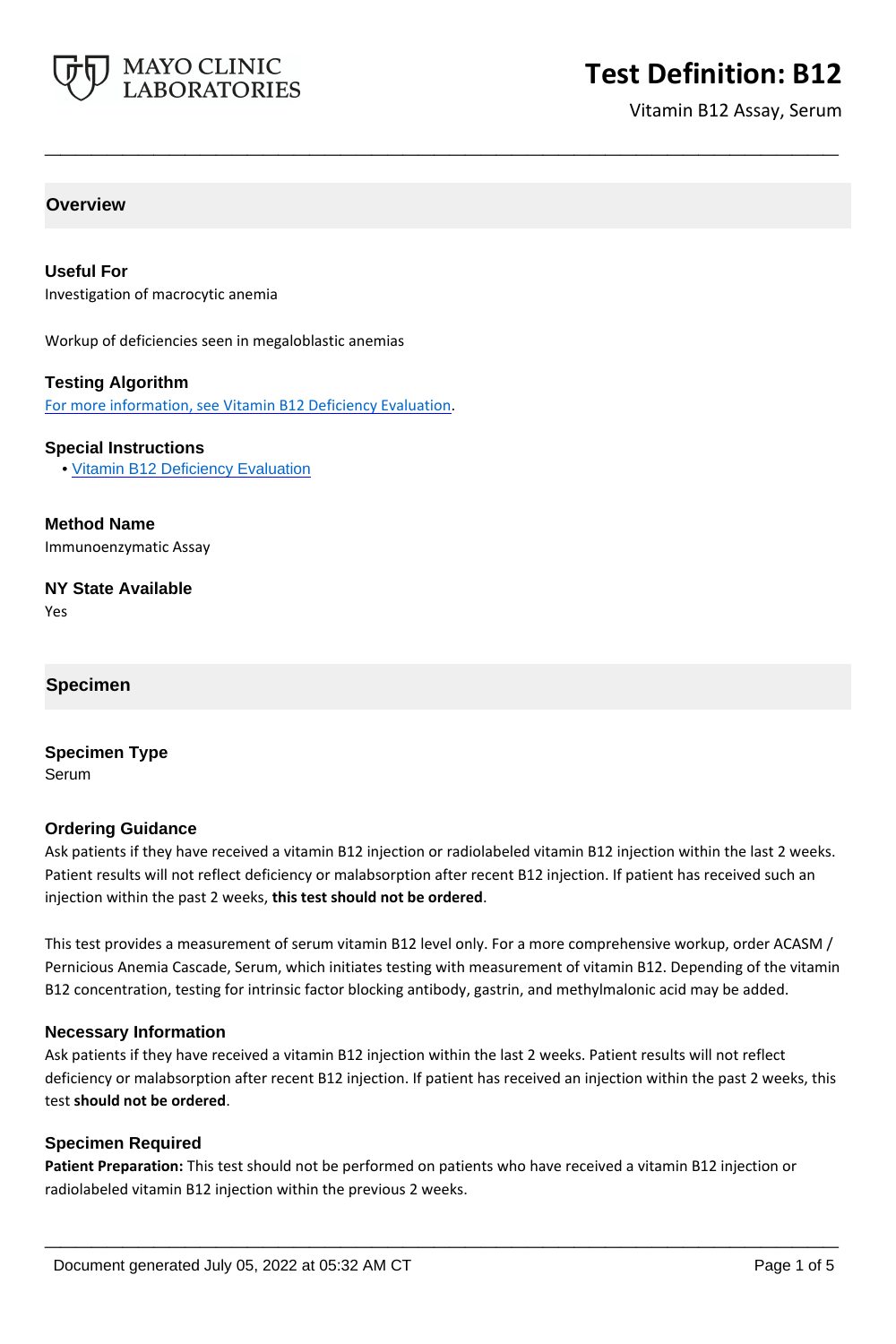# Test Definition: B12

Vitamin B12 Assay, Serum

## Overview

### Useful For

Investigation of macrocytic anemia

Workup of deficiencies seen in megaloblastic anemias

### Testing Algorithm

For more information, see Vitamin B12 Deficiency Evaluation.

### Special Instructions

- Vitamin B12 Deficiency Evaluation

### Method Name

Immunoenzymatic Assay

### NY State Available

Yes

## Specimen

### Specimen Type

Serum

### Ordering Guidance

Ask patients if they have received a vitamin B12 injection or radiolabeled vitamin B12 injection within the last 2 weeks. Patient results will not reflect deficiency or malabsorption after recent B12 injection. If patient has received such an injection within the past 2 weeks, **this test should not be ordered**.

This test provides a measurement of serum vitamin B12 level only. For a more comprehensive workup, order ACASM / Pernicious Anemia Cascade, Serum, which initiates testing with measurement of vitamin B12. Depending of the vitamin B12 concentration, testing for intrinsic factor blocking antibody, gastrin, and methylmalonic acid may be added.

### Necessary Information

Ask patients if they have received a vitamin B12 injection within the last 2 weeks. Patient results will not reflect deficiency or malabsorption after recent B12 injection. If patient has received an injection within the past 2 weeks, this test **should not be ordered**.

### Specimen Required

**Patient Preparation:** This test should not be performed on patients who have received a vitamin B12 injection or radiolabeled vitamin B12 injection within the previous 2 weeks.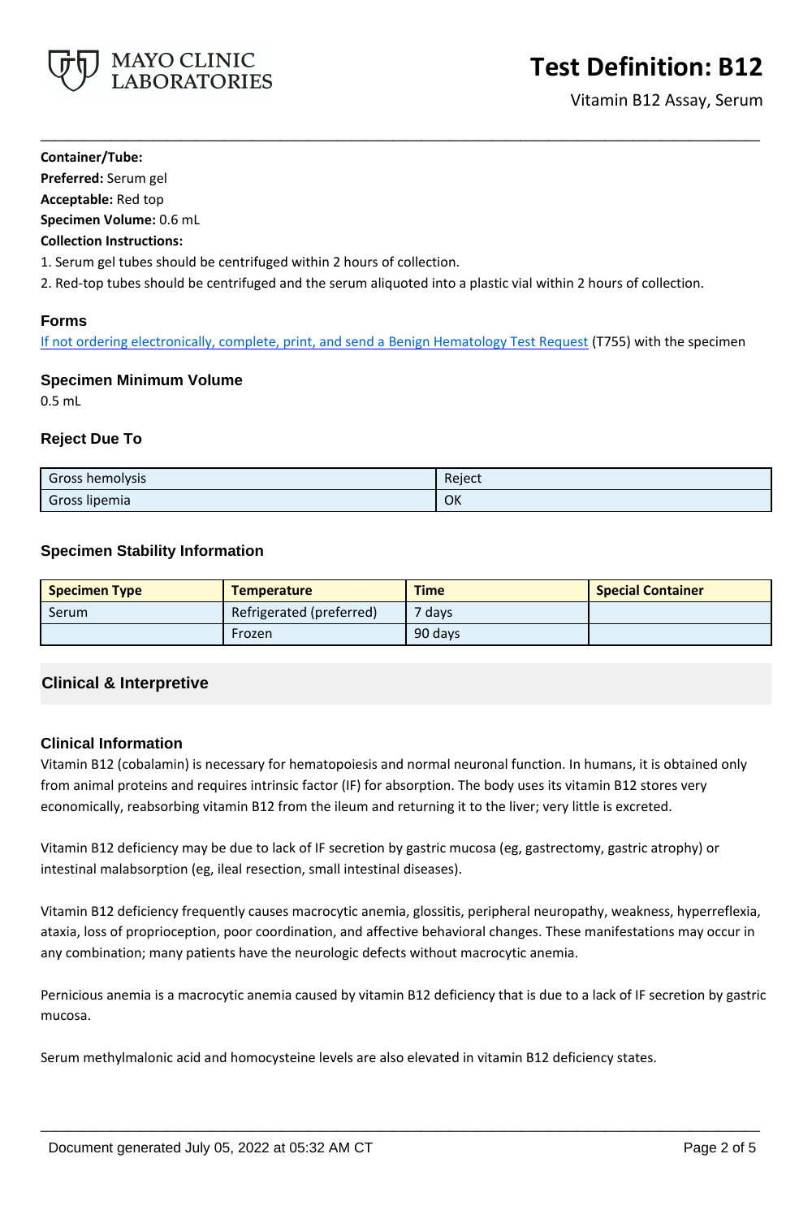**Container/Tube:**

**Preferred:** Serum gel

**Acceptable:** Red top

**Specimen Volume:** 0.6 mL

**Collection Instructions:**

1. Serum gel tubes should be centrifuged within 2 hours of collection.
2. Red-top tubes should be centrifuged and the serum aliquoted into a plastic vial within 2 hours of collection.

### Forms

If not ordering electronically, complete, print, and send a Benign Hematology Test Request (T755) with the specimen

### Specimen Minimum Volume

0.5 mL

### Reject Due To

| | |
|---|---|
| Gross hemolysis | Reject |
| Gross lipemia | OK |

### Specimen Stability Information

| Specimen Type | Temperature | Time | Special Container |
|---|---|---|---|
| Serum | Refrigerated (preferred) | 7 days | |
| | Frozen | 90 days | |

## Clinical & Interpretive

### Clinical Information

Vitamin B12 (cobalamin) is necessary for hematopoiesis and normal neuronal function. In humans, it is obtained only from animal proteins and requires intrinsic factor (IF) for absorption. The body uses its vitamin B12 stores very economically, reabsorbing vitamin B12 from the ileum and returning it to the liver; very little is excreted.

Vitamin B12 deficiency may be due to lack of IF secretion by gastric mucosa (eg, gastrectomy, gastric atrophy) or intestinal malabsorption (eg, ileal resection, small intestinal diseases).

Vitamin B12 deficiency frequently causes macrocytic anemia, glossitis, peripheral neuropathy, weakness, hyperreflexia, ataxia, loss of proprioception, poor coordination, and affective behavioral changes. These manifestations may occur in any combination; many patients have the neurologic defects without macrocytic anemia.

Pernicious anemia is a macrocytic anemia caused by vitamin B12 deficiency that is due to a lack of IF secretion by gastric mucosa.

Serum methylmalonic acid and homocysteine levels are also elevated in vitamin B12 deficiency states.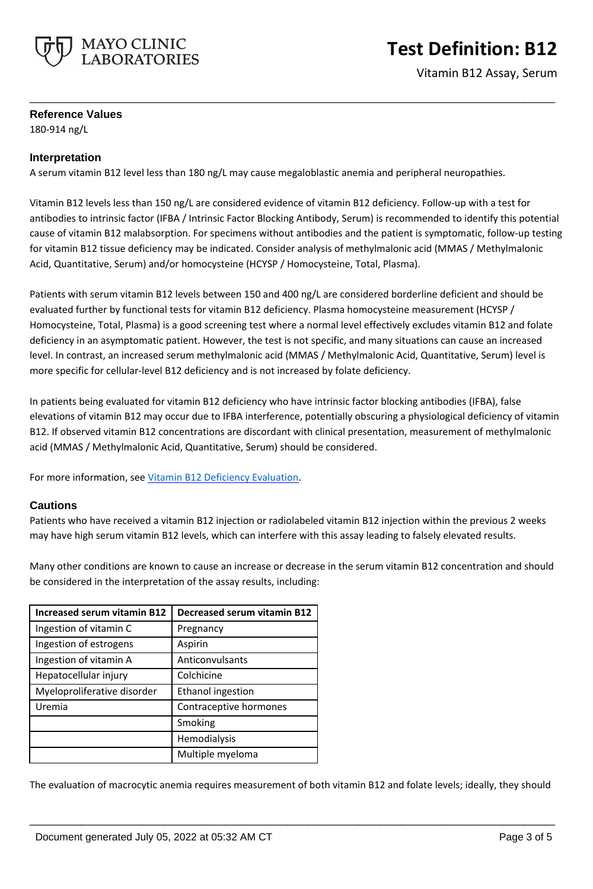## Reference Values

180-914 ng/L

## Interpretation

A serum vitamin B12 level less than 180 ng/L may cause megaloblastic anemia and peripheral neuropathies.

Vitamin B12 levels less than 150 ng/L are considered evidence of vitamin B12 deficiency. Follow-up with a test for antibodies to intrinsic factor (IFBA / Intrinsic Factor Blocking Antibody, Serum) is recommended to identify this potential cause of vitamin B12 malabsorption. For specimens without antibodies and the patient is symptomatic, follow-up testing for vitamin B12 tissue deficiency may be indicated. Consider analysis of methylmalonic acid (MMAS / Methylmalonic Acid, Quantitative, Serum) and/or homocysteine (HCYSP / Homocysteine, Total, Plasma).

Patients with serum vitamin B12 levels between 150 and 400 ng/L are considered borderline deficient and should be evaluated further by functional tests for vitamin B12 deficiency. Plasma homocysteine measurement (HCYSP / Homocysteine, Total, Plasma) is a good screening test where a normal level effectively excludes vitamin B12 and folate deficiency in an asymptomatic patient. However, the test is not specific, and many situations can cause an increased level. In contrast, an increased serum methylmalonic acid (MMAS / Methylmalonic Acid, Quantitative, Serum) level is more specific for cellular-level B12 deficiency and is not increased by folate deficiency.

In patients being evaluated for vitamin B12 deficiency who have intrinsic factor blocking antibodies (IFBA), false elevations of vitamin B12 may occur due to IFBA interference, potentially obscuring a physiological deficiency of vitamin B12. If observed vitamin B12 concentrations are discordant with clinical presentation, measurement of methylmalonic acid (MMAS / Methylmalonic Acid, Quantitative, Serum) should be considered.

For more information, see Vitamin B12 Deficiency Evaluation.

## Cautions

Patients who have received a vitamin B12 injection or radiolabeled vitamin B12 injection within the previous 2 weeks may have high serum vitamin B12 levels, which can interfere with this assay leading to falsely elevated results.

Many other conditions are known to cause an increase or decrease in the serum vitamin B12 concentration and should be considered in the interpretation of the assay results, including:

| Increased serum vitamin B12 | Decreased serum vitamin B12 |
|---|---|
| Ingestion of vitamin C | Pregnancy |
| Ingestion of estrogens | Aspirin |
| Ingestion of vitamin A | Anticonvulsants |
| Hepatocellular injury | Colchicine |
| Myeloproliferative disorder | Ethanol ingestion |
| Uremia | Contraceptive hormones |
| | Smoking |
| | Hemodialysis |
| | Multiple myeloma |

The evaluation of macrocytic anemia requires measurement of both vitamin B12 and folate levels; ideally, they should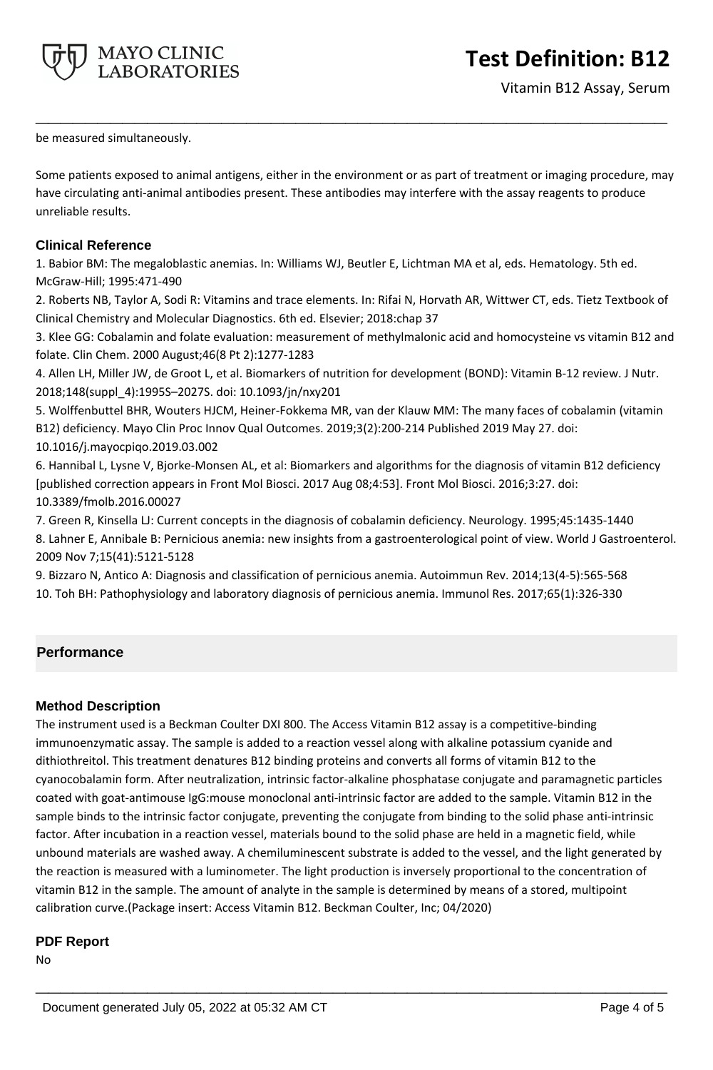be measured simultaneously.

Some patients exposed to animal antigens, either in the environment or as part of treatment or imaging procedure, may have circulating anti-animal antibodies present. These antibodies may interfere with the assay reagents to produce unreliable results.

### Clinical Reference

1. Babior BM: The megaloblastic anemias. In: Williams WJ, Beutler E, Lichtman MA et al, eds. Hematology. 5th ed. McGraw-Hill; 1995:471-490
2. Roberts NB, Taylor A, Sodi R: Vitamins and trace elements. In: Rifai N, Horvath AR, Wittwer CT, eds. Tietz Textbook of Clinical Chemistry and Molecular Diagnostics. 6th ed. Elsevier; 2018:chap 37
3. Klee GG: Cobalamin and folate evaluation: measurement of methylmalonic acid and homocysteine vs vitamin B12 and folate. Clin Chem. 2000 August;46(8 Pt 2):1277-1283
4. Allen LH, Miller JW, de Groot L, et al. Biomarkers of nutrition for development (BOND): Vitamin B-12 review. J Nutr. 2018;148(suppl_4):1995S–2027S. doi: 10.1093/jn/nxy201
5. Wolffenbuttel BHR, Wouters HJCM, Heiner-Fokkema MR, van der Klauw MM: The many faces of cobalamin (vitamin B12) deficiency. Mayo Clin Proc Innov Qual Outcomes. 2019;3(2):200-214 Published 2019 May 27. doi: 10.1016/j.mayocpiqo.2019.03.002
6. Hannibal L, Lysne V, Bjorke-Monsen AL, et al: Biomarkers and algorithms for the diagnosis of vitamin B12 deficiency [published correction appears in Front Mol Biosci. 2017 Aug 08;4:53]. Front Mol Biosci. 2016;3:27. doi: 10.3389/fmolb.2016.00027
7. Green R, Kinsella LJ: Current concepts in the diagnosis of cobalamin deficiency. Neurology. 1995;45:1435-1440
8. Lahner E, Annibale B: Pernicious anemia: new insights from a gastroenterological point of view. World J Gastroenterol. 2009 Nov 7;15(41):5121-5128
9. Bizzaro N, Antico A: Diagnosis and classification of pernicious anemia. Autoimmun Rev. 2014;13(4-5):565-568
10. Toh BH: Pathophysiology and laboratory diagnosis of pernicious anemia. Immunol Res. 2017;65(1):326-330

## Performance

### Method Description

The instrument used is a Beckman Coulter DXI 800. The Access Vitamin B12 assay is a competitive-binding immunoenzymatic assay. The sample is added to a reaction vessel along with alkaline potassium cyanide and dithiothreitol. This treatment denatures B12 binding proteins and converts all forms of vitamin B12 to the cyanocobalamin form. After neutralization, intrinsic factor-alkaline phosphatase conjugate and paramagnetic particles coated with goat-antimouse IgG:mouse monoclonal anti-intrinsic factor are added to the sample. Vitamin B12 in the sample binds to the intrinsic factor conjugate, preventing the conjugate from binding to the solid phase anti-intrinsic factor. After incubation in a reaction vessel, materials bound to the solid phase are held in a magnetic field, while unbound materials are washed away. A chemiluminescent substrate is added to the vessel, and the light generated by the reaction is measured with a luminometer. The light production is inversely proportional to the concentration of vitamin B12 in the sample. The amount of analyte in the sample is determined by means of a stored, multipoint calibration curve.(Package insert: Access Vitamin B12. Beckman Coulter, Inc; 04/2020)

### PDF Report

No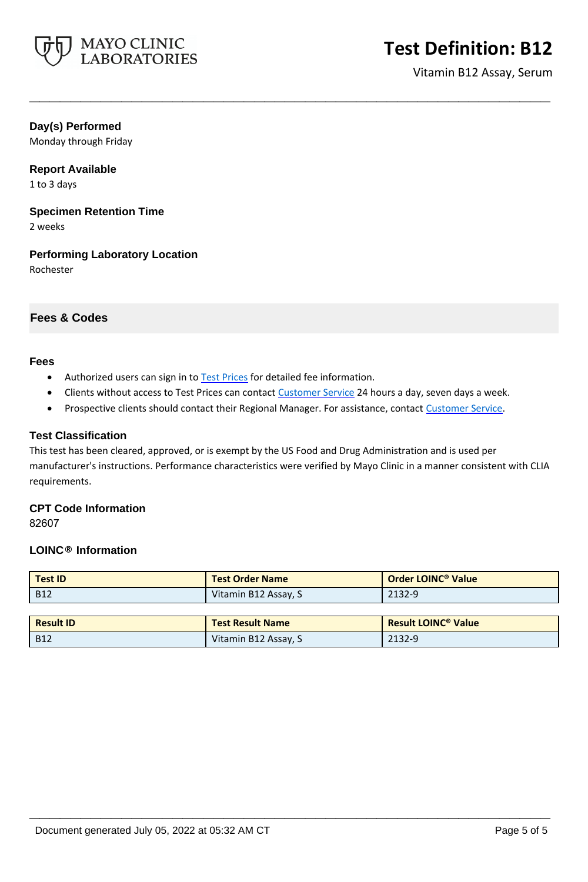**Day(s) Performed**
Monday through Friday

**Report Available**
1 to 3 days

**Specimen Retention Time**
2 weeks

**Performing Laboratory Location**
Rochester

## Fees & Codes

**Fees**

- Authorized users can sign in to Test Prices for detailed fee information.
- Clients without access to Test Prices can contact Customer Service 24 hours a day, seven days a week.
- Prospective clients should contact their Regional Manager. For assistance, contact Customer Service.

**Test Classification**
This test has been cleared, approved, or is exempt by the US Food and Drug Administration and is used per manufacturer's instructions. Performance characteristics were verified by Mayo Clinic in a manner consistent with CLIA requirements.

**CPT Code Information**
82607

**LOINC® Information**

| Test ID | Test Order Name | Order LOINC® Value |
|---|---|---|
| B12 | Vitamin B12 Assay, S | 2132-9 |

| Result ID | Test Result Name | Result LOINC® Value |
|---|---|---|
| B12 | Vitamin B12 Assay, S | 2132-9 |